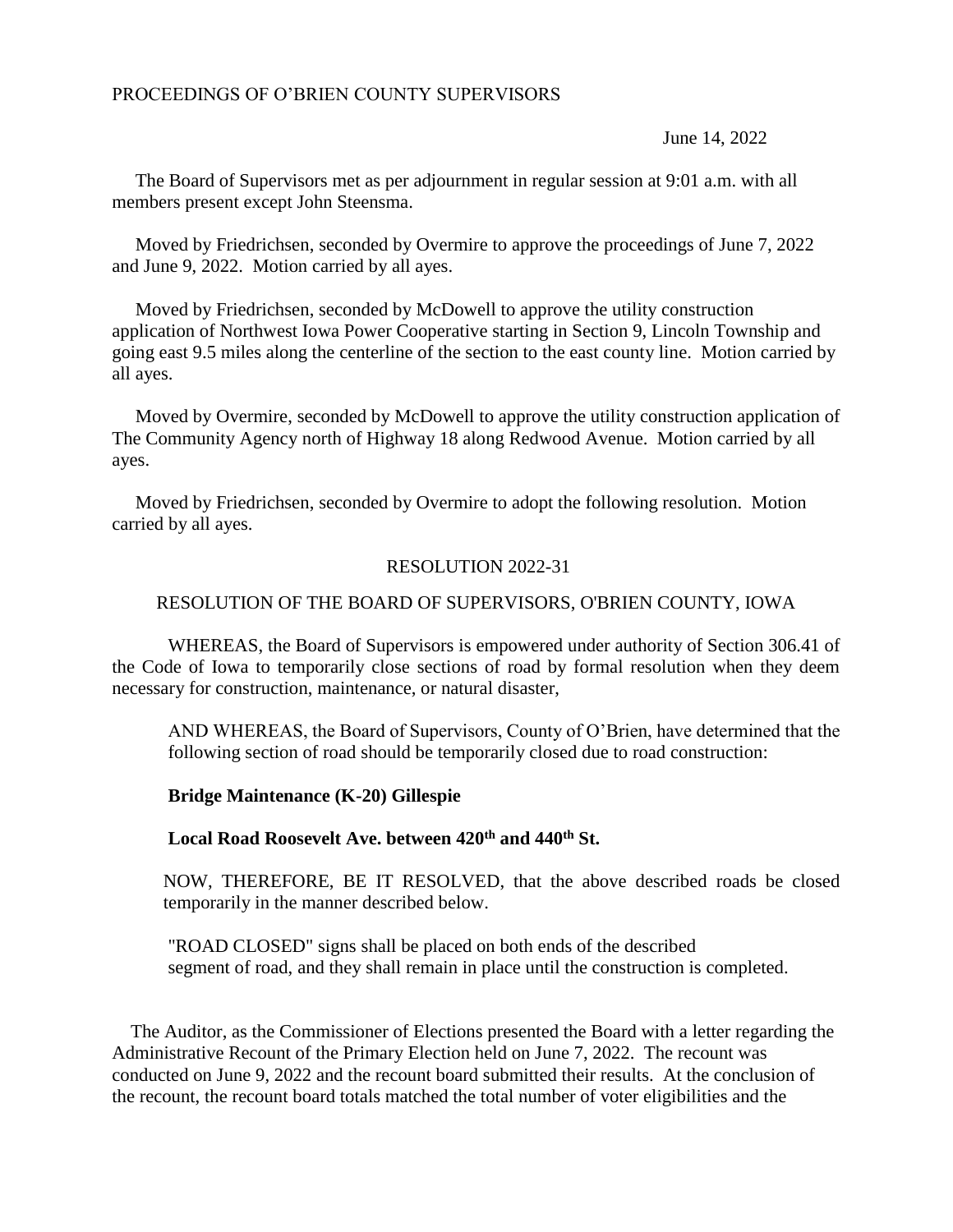PROCEEDINGS OF O'BRIEN COUNTY SUPERVISORS

June 14, 2022

The Board of Supervisors met as per adjournment in regular session at 9:01 a.m. with all members present except John Steensma.

Moved by Friedrichsen, seconded by Overmire to approve the proceedings of June 7, 2022 and June 9, 2022. Motion carried by all ayes.

Moved by Friedrichsen, seconded by McDowell to approve the utility construction application of Northwest Iowa Power Cooperative starting in Section 9, Lincoln Township and going east 9.5 miles along the centerline of the section to the east county line. Motion carried by all ayes.

Moved by Overmire, seconded by McDowell to approve the utility construction application of The Community Agency north of Highway 18 along Redwood Avenue. Motion carried by all ayes.

Moved by Friedrichsen, seconded by Overmire to adopt the following resolution. Motion carried by all ayes.

RESOLUTION 2022-31

RESOLUTION OF THE BOARD OF SUPERVISORS, O'BRIEN COUNTY, IOWA

WHEREAS, the Board of Supervisors is empowered under authority of Section 306.41 of the Code of Iowa to temporarily close sections of road by formal resolution when they deem necessary for construction, maintenance, or natural disaster,

AND WHEREAS, the Board of Supervisors, County of O'Brien, have determined that the following section of road should be temporarily closed due to road construction:

**Bridge Maintenance (K-20) Gillespie**

**Local Road Roosevelt Ave. between 420th and 440th St.**

NOW, THEREFORE, BE IT RESOLVED, that the above described roads be closed temporarily in the manner described below.

"ROAD CLOSED" signs shall be placed on both ends of the described segment of road, and they shall remain in place until the construction is completed.

The Auditor, as the Commissioner of Elections presented the Board with a letter regarding the Administrative Recount of the Primary Election held on June 7, 2022. The recount was conducted on June 9, 2022 and the recount board submitted their results. At the conclusion of the recount, the recount board totals matched the total number of voter eligibilities and the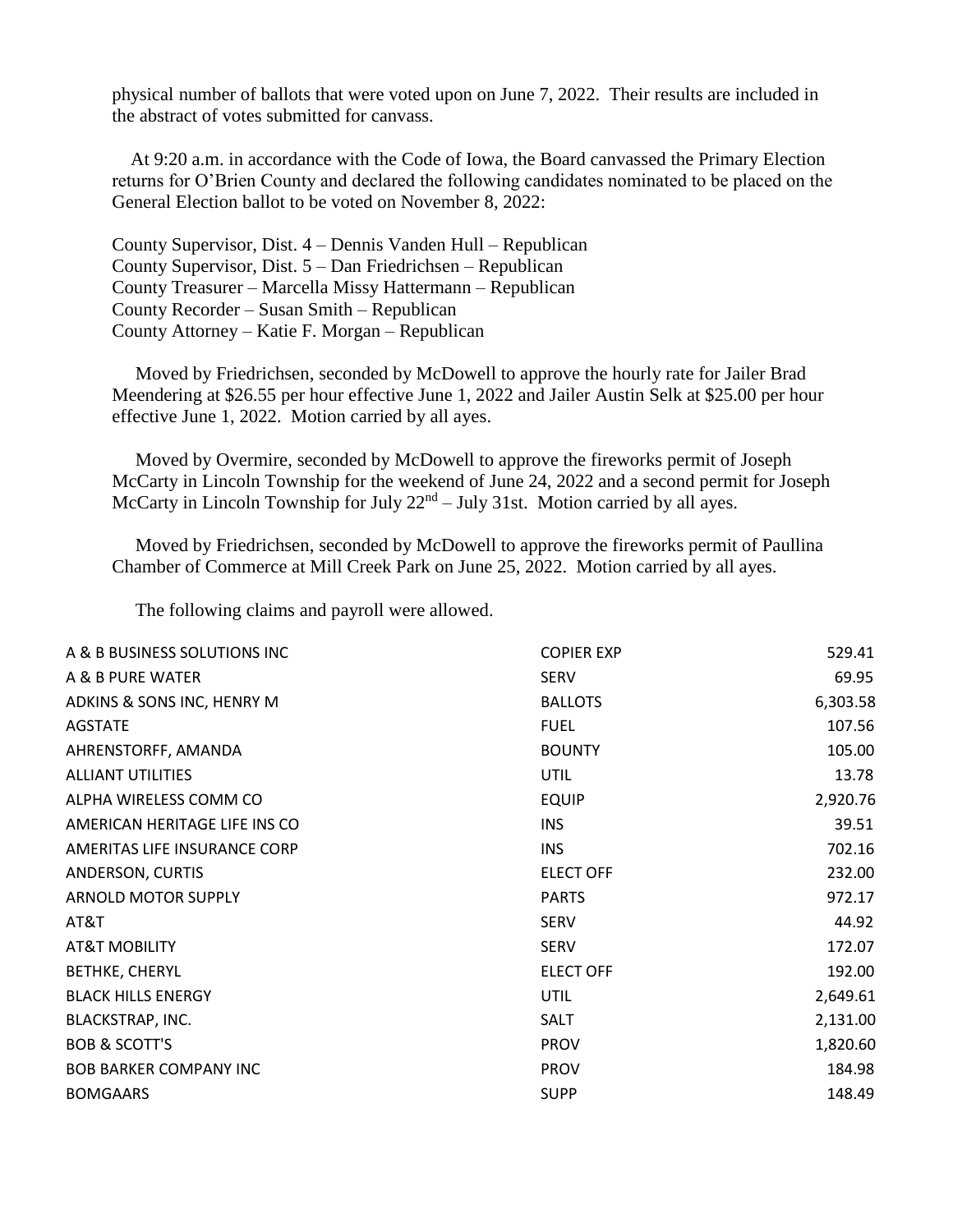physical number of ballots that were voted upon on June 7, 2022. Their results are included in the abstract of votes submitted for canvass.

At 9:20 a.m. in accordance with the Code of Iowa, the Board canvassed the Primary Election returns for O'Brien County and declared the following candidates nominated to be placed on the General Election ballot to be voted on November 8, 2022:

County Supervisor, Dist. 4 – Dennis Vanden Hull – Republican
County Supervisor, Dist. 5 – Dan Friedrichsen – Republican
County Treasurer – Marcella Missy Hattermann – Republican
County Recorder – Susan Smith – Republican
County Attorney – Katie F. Morgan – Republican

Moved by Friedrichsen, seconded by McDowell to approve the hourly rate for Jailer Brad Meendering at $26.55 per hour effective June 1, 2022 and Jailer Austin Selk at $25.00 per hour effective June 1, 2022. Motion carried by all ayes.

Moved by Overmire, seconded by McDowell to approve the fireworks permit of Joseph McCarty in Lincoln Township for the weekend of June 24, 2022 and a second permit for Joseph McCarty in Lincoln Township for July 22nd – July 31st. Motion carried by all ayes.

Moved by Friedrichsen, seconded by McDowell to approve the fireworks permit of Paullina Chamber of Commerce at Mill Creek Park on June 25, 2022. Motion carried by all ayes.

The following claims and payroll were allowed.

| | | |
|---|---|---|
| A & B BUSINESS SOLUTIONS INC | COPIER EXP | 529.41 |
| A & B PURE WATER | SERV | 69.95 |
| ADKINS & SONS INC, HENRY M | BALLOTS | 6,303.58 |
| AGSTATE | FUEL | 107.56 |
| AHRENSTORFF, AMANDA | BOUNTY | 105.00 |
| ALLIANT UTILITIES | UTIL | 13.78 |
| ALPHA WIRELESS COMM CO | EQUIP | 2,920.76 |
| AMERICAN HERITAGE LIFE INS CO | INS | 39.51 |
| AMERITAS LIFE INSURANCE CORP | INS | 702.16 |
| ANDERSON, CURTIS | ELECT OFF | 232.00 |
| ARNOLD MOTOR SUPPLY | PARTS | 972.17 |
| AT&T | SERV | 44.92 |
| AT&T MOBILITY | SERV | 172.07 |
| BETHKE, CHERYL | ELECT OFF | 192.00 |
| BLACK HILLS ENERGY | UTIL | 2,649.61 |
| BLACKSTRAP, INC. | SALT | 2,131.00 |
| BOB & SCOTT'S | PROV | 1,820.60 |
| BOB BARKER COMPANY INC | PROV | 184.98 |
| BOMGAARS | SUPP | 148.49 |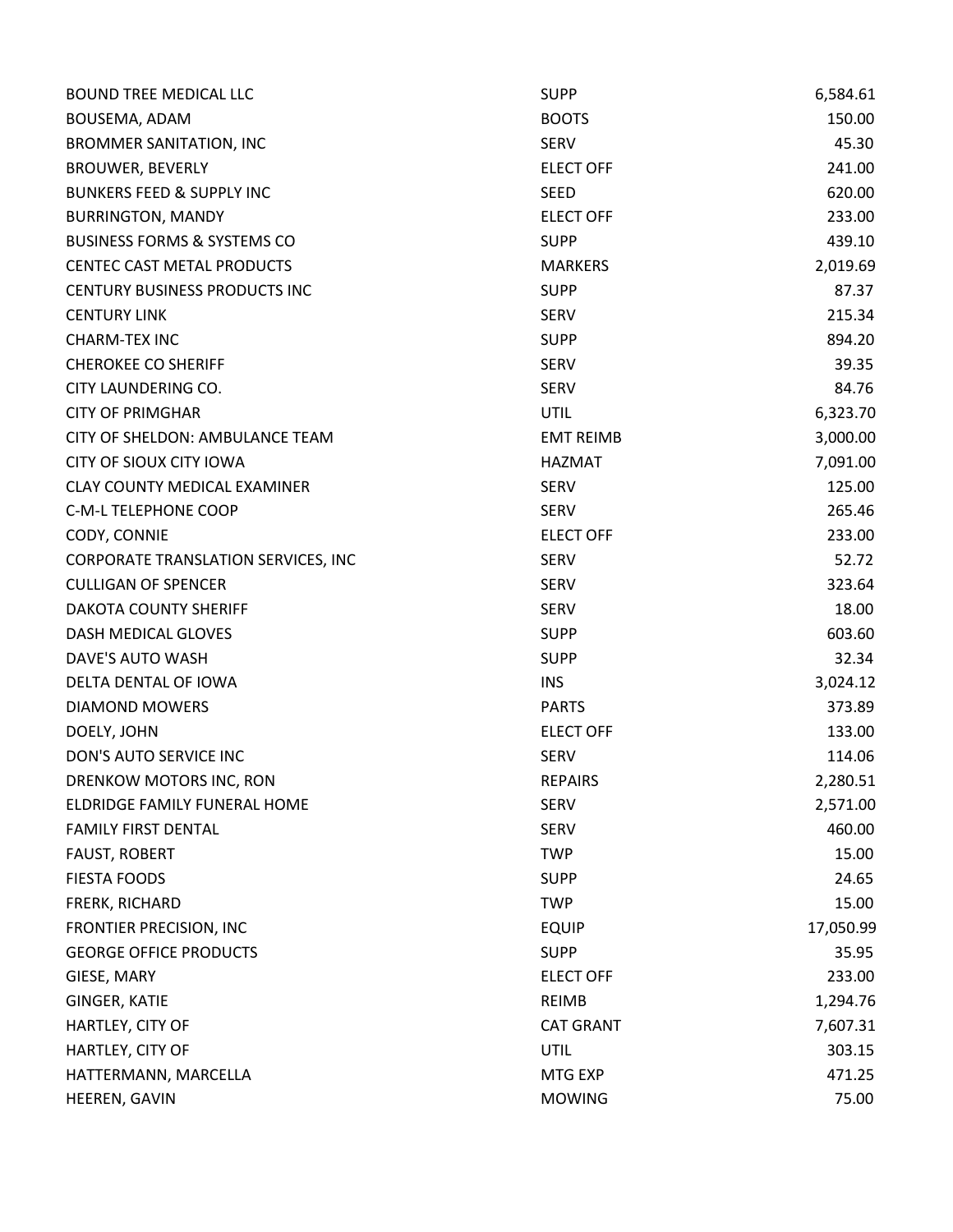| | | |
|---|---|---|
| BOUND TREE MEDICAL LLC | SUPP | 6,584.61 |
| BOUSEMA, ADAM | BOOTS | 150.00 |
| BROMMER SANITATION, INC | SERV | 45.30 |
| BROUWER, BEVERLY | ELECT OFF | 241.00 |
| BUNKERS FEED & SUPPLY INC | SEED | 620.00 |
| BURRINGTON, MANDY | ELECT OFF | 233.00 |
| BUSINESS FORMS & SYSTEMS CO | SUPP | 439.10 |
| CENTEC CAST METAL PRODUCTS | MARKERS | 2,019.69 |
| CENTURY BUSINESS PRODUCTS INC | SUPP | 87.37 |
| CENTURY LINK | SERV | 215.34 |
| CHARM-TEX INC | SUPP | 894.20 |
| CHEROKEE CO SHERIFF | SERV | 39.35 |
| CITY LAUNDERING CO. | SERV | 84.76 |
| CITY OF PRIMGHAR | UTIL | 6,323.70 |
| CITY OF SHELDON: AMBULANCE TEAM | EMT REIMB | 3,000.00 |
| CITY OF SIOUX CITY IOWA | HAZMAT | 7,091.00 |
| CLAY COUNTY MEDICAL EXAMINER | SERV | 125.00 |
| C-M-L TELEPHONE COOP | SERV | 265.46 |
| CODY, CONNIE | ELECT OFF | 233.00 |
| CORPORATE TRANSLATION SERVICES, INC | SERV | 52.72 |
| CULLIGAN OF SPENCER | SERV | 323.64 |
| DAKOTA COUNTY SHERIFF | SERV | 18.00 |
| DASH MEDICAL GLOVES | SUPP | 603.60 |
| DAVE'S AUTO WASH | SUPP | 32.34 |
| DELTA DENTAL OF IOWA | INS | 3,024.12 |
| DIAMOND MOWERS | PARTS | 373.89 |
| DOELY, JOHN | ELECT OFF | 133.00 |
| DON'S AUTO SERVICE INC | SERV | 114.06 |
| DRENKOW MOTORS INC, RON | REPAIRS | 2,280.51 |
| ELDRIDGE FAMILY FUNERAL HOME | SERV | 2,571.00 |
| FAMILY FIRST DENTAL | SERV | 460.00 |
| FAUST, ROBERT | TWP | 15.00 |
| FIESTA FOODS | SUPP | 24.65 |
| FRERK, RICHARD | TWP | 15.00 |
| FRONTIER PRECISION, INC | EQUIP | 17,050.99 |
| GEORGE OFFICE PRODUCTS | SUPP | 35.95 |
| GIESE, MARY | ELECT OFF | 233.00 |
| GINGER, KATIE | REIMB | 1,294.76 |
| HARTLEY, CITY OF | CAT GRANT | 7,607.31 |
| HARTLEY, CITY OF | UTIL | 303.15 |
| HATTERMANN, MARCELLA | MTG EXP | 471.25 |
| HEEREN, GAVIN | MOWING | 75.00 |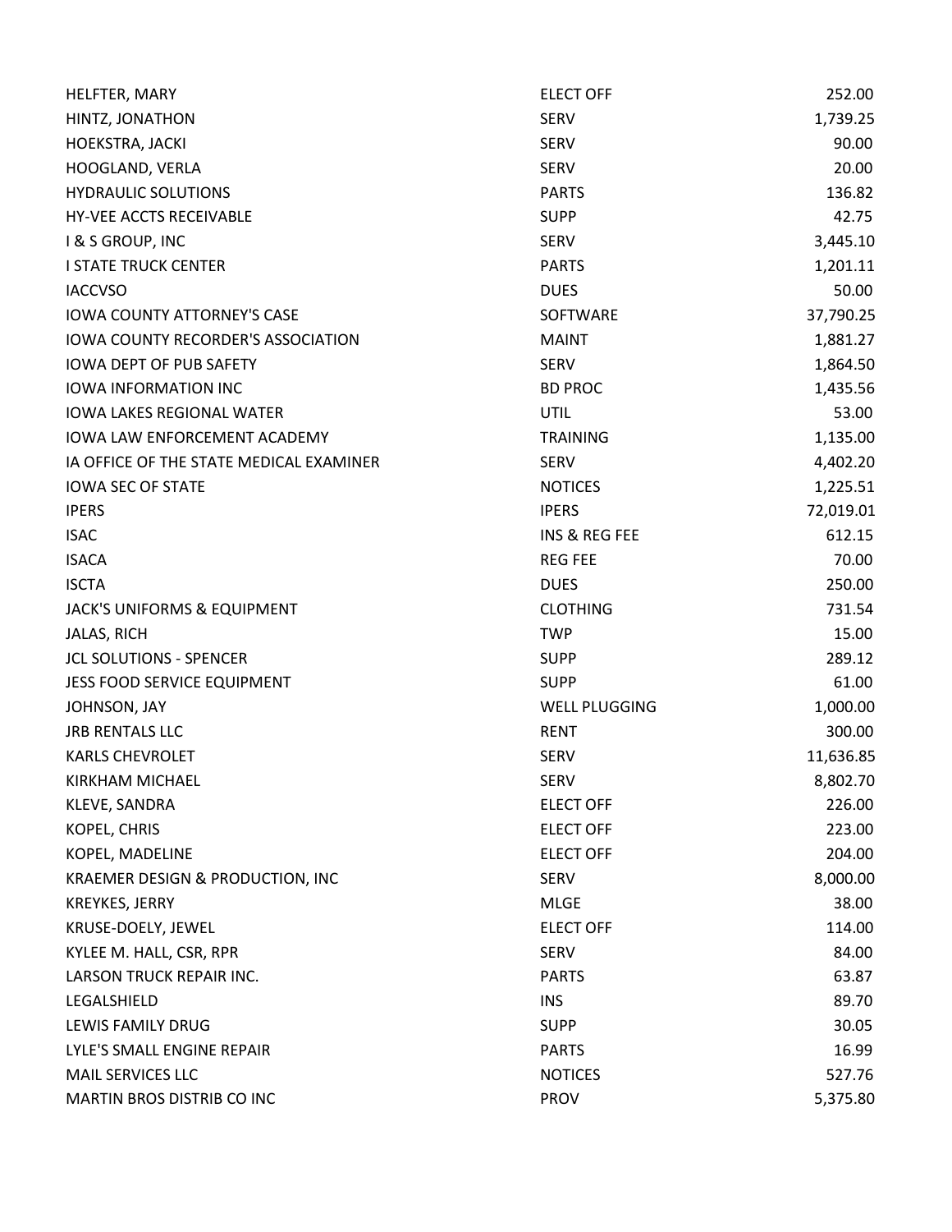| | | |
|---|---|---|
| HELFTER, MARY | ELECT OFF | 252.00 |
| HINTZ, JONATHON | SERV | 1,739.25 |
| HOEKSTRA, JACKI | SERV | 90.00 |
| HOOGLAND, VERLA | SERV | 20.00 |
| HYDRAULIC SOLUTIONS | PARTS | 136.82 |
| HY-VEE ACCTS RECEIVABLE | SUPP | 42.75 |
| I & S GROUP, INC | SERV | 3,445.10 |
| I STATE TRUCK CENTER | PARTS | 1,201.11 |
| IACCVSO | DUES | 50.00 |
| IOWA COUNTY ATTORNEY'S CASE | SOFTWARE | 37,790.25 |
| IOWA COUNTY RECORDER'S ASSOCIATION | MAINT | 1,881.27 |
| IOWA DEPT OF PUB SAFETY | SERV | 1,864.50 |
| IOWA INFORMATION INC | BD PROC | 1,435.56 |
| IOWA LAKES REGIONAL WATER | UTIL | 53.00 |
| IOWA LAW ENFORCEMENT ACADEMY | TRAINING | 1,135.00 |
| IA OFFICE OF THE STATE MEDICAL EXAMINER | SERV | 4,402.20 |
| IOWA SEC OF STATE | NOTICES | 1,225.51 |
| IPERS | IPERS | 72,019.01 |
| ISAC | INS & REG FEE | 612.15 |
| ISACA | REG FEE | 70.00 |
| ISCTA | DUES | 250.00 |
| JACK'S UNIFORMS & EQUIPMENT | CLOTHING | 731.54 |
| JALAS, RICH | TWP | 15.00 |
| JCL SOLUTIONS - SPENCER | SUPP | 289.12 |
| JESS FOOD SERVICE EQUIPMENT | SUPP | 61.00 |
| JOHNSON, JAY | WELL PLUGGING | 1,000.00 |
| JRB RENTALS LLC | RENT | 300.00 |
| KARLS CHEVROLET | SERV | 11,636.85 |
| KIRKHAM MICHAEL | SERV | 8,802.70 |
| KLEVE, SANDRA | ELECT OFF | 226.00 |
| KOPEL, CHRIS | ELECT OFF | 223.00 |
| KOPEL, MADELINE | ELECT OFF | 204.00 |
| KRAEMER DESIGN & PRODUCTION, INC | SERV | 8,000.00 |
| KREYKES, JERRY | MLGE | 38.00 |
| KRUSE-DOELY, JEWEL | ELECT OFF | 114.00 |
| KYLEE M. HALL, CSR, RPR | SERV | 84.00 |
| LARSON TRUCK REPAIR INC. | PARTS | 63.87 |
| LEGALSHIELD | INS | 89.70 |
| LEWIS FAMILY DRUG | SUPP | 30.05 |
| LYLE'S SMALL ENGINE REPAIR | PARTS | 16.99 |
| MAIL SERVICES LLC | NOTICES | 527.76 |
| MARTIN BROS DISTRIB CO INC | PROV | 5,375.80 |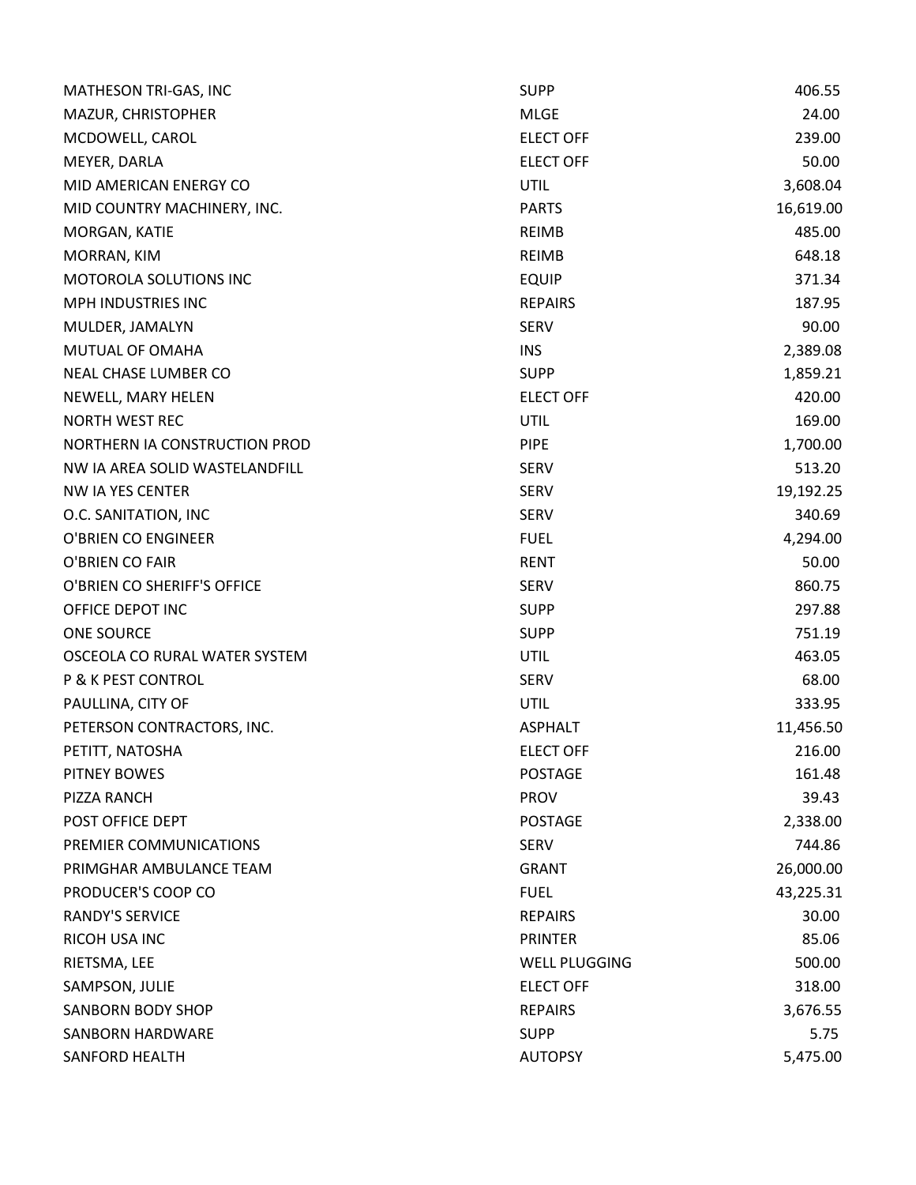| | | |
|---|---|---|
| MATHESON TRI-GAS, INC | SUPP | 406.55 |
| MAZUR, CHRISTOPHER | MLGE | 24.00 |
| MCDOWELL, CAROL | ELECT OFF | 239.00 |
| MEYER, DARLA | ELECT OFF | 50.00 |
| MID AMERICAN ENERGY CO | UTIL | 3,608.04 |
| MID COUNTRY MACHINERY, INC. | PARTS | 16,619.00 |
| MORGAN, KATIE | REIMB | 485.00 |
| MORRAN, KIM | REIMB | 648.18 |
| MOTOROLA SOLUTIONS INC | EQUIP | 371.34 |
| MPH INDUSTRIES INC | REPAIRS | 187.95 |
| MULDER, JAMALYN | SERV | 90.00 |
| MUTUAL OF OMAHA | INS | 2,389.08 |
| NEAL CHASE LUMBER CO | SUPP | 1,859.21 |
| NEWELL, MARY HELEN | ELECT OFF | 420.00 |
| NORTH WEST REC | UTIL | 169.00 |
| NORTHERN IA CONSTRUCTION PROD | PIPE | 1,700.00 |
| NW IA AREA SOLID WASTELANDFILL | SERV | 513.20 |
| NW IA YES CENTER | SERV | 19,192.25 |
| O.C. SANITATION, INC | SERV | 340.69 |
| O'BRIEN CO ENGINEER | FUEL | 4,294.00 |
| O'BRIEN CO FAIR | RENT | 50.00 |
| O'BRIEN CO SHERIFF'S OFFICE | SERV | 860.75 |
| OFFICE DEPOT INC | SUPP | 297.88 |
| ONE SOURCE | SUPP | 751.19 |
| OSCEOLA CO RURAL WATER SYSTEM | UTIL | 463.05 |
| P & K PEST CONTROL | SERV | 68.00 |
| PAULLINA, CITY OF | UTIL | 333.95 |
| PETERSON CONTRACTORS, INC. | ASPHALT | 11,456.50 |
| PETITT, NATOSHA | ELECT OFF | 216.00 |
| PITNEY BOWES | POSTAGE | 161.48 |
| PIZZA RANCH | PROV | 39.43 |
| POST OFFICE DEPT | POSTAGE | 2,338.00 |
| PREMIER COMMUNICATIONS | SERV | 744.86 |
| PRIMGHAR AMBULANCE TEAM | GRANT | 26,000.00 |
| PRODUCER'S COOP CO | FUEL | 43,225.31 |
| RANDY'S SERVICE | REPAIRS | 30.00 |
| RICOH USA INC | PRINTER | 85.06 |
| RIETSMA, LEE | WELL PLUGGING | 500.00 |
| SAMPSON, JULIE | ELECT OFF | 318.00 |
| SANBORN BODY SHOP | REPAIRS | 3,676.55 |
| SANBORN HARDWARE | SUPP | 5.75 |
| SANFORD HEALTH | AUTOPSY | 5,475.00 |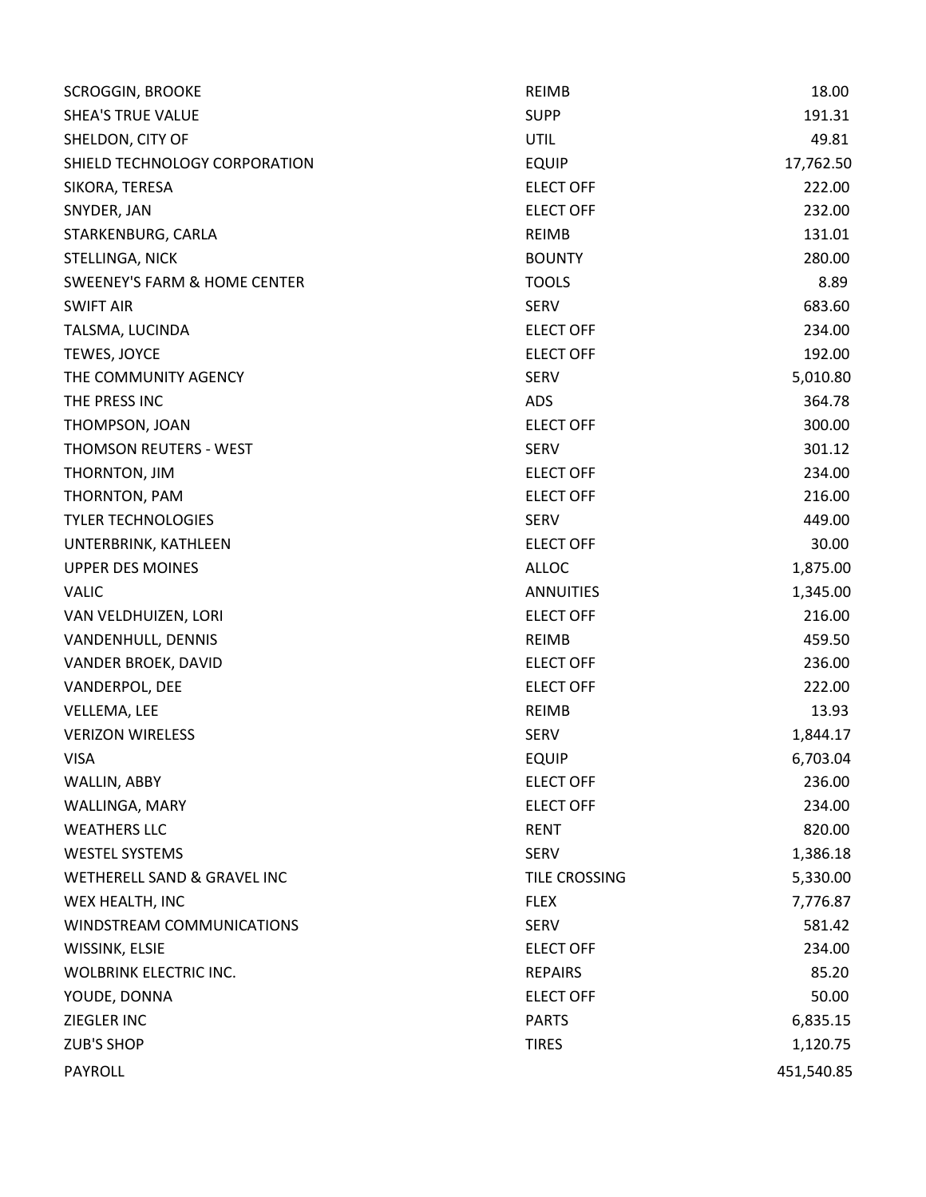| | | |
|---|---|---|
| SCROGGIN, BROOKE | REIMB | 18.00 |
| SHEA'S TRUE VALUE | SUPP | 191.31 |
| SHELDON, CITY OF | UTIL | 49.81 |
| SHIELD TECHNOLOGY CORPORATION | EQUIP | 17,762.50 |
| SIKORA, TERESA | ELECT OFF | 222.00 |
| SNYDER, JAN | ELECT OFF | 232.00 |
| STARKENBURG, CARLA | REIMB | 131.01 |
| STELLINGA, NICK | BOUNTY | 280.00 |
| SWEENEY'S FARM & HOME CENTER | TOOLS | 8.89 |
| SWIFT AIR | SERV | 683.60 |
| TALSMA, LUCINDA | ELECT OFF | 234.00 |
| TEWES, JOYCE | ELECT OFF | 192.00 |
| THE COMMUNITY AGENCY | SERV | 5,010.80 |
| THE PRESS INC | ADS | 364.78 |
| THOMPSON, JOAN | ELECT OFF | 300.00 |
| THOMSON REUTERS - WEST | SERV | 301.12 |
| THORNTON, JIM | ELECT OFF | 234.00 |
| THORNTON, PAM | ELECT OFF | 216.00 |
| TYLER TECHNOLOGIES | SERV | 449.00 |
| UNTERBRINK, KATHLEEN | ELECT OFF | 30.00 |
| UPPER DES MOINES | ALLOC | 1,875.00 |
| VALIC | ANNUITIES | 1,345.00 |
| VAN VELDHUIZEN, LORI | ELECT OFF | 216.00 |
| VANDENHULL, DENNIS | REIMB | 459.50 |
| VANDER BROEK, DAVID | ELECT OFF | 236.00 |
| VANDERPOL, DEE | ELECT OFF | 222.00 |
| VELLEMA, LEE | REIMB | 13.93 |
| VERIZON WIRELESS | SERV | 1,844.17 |
| VISA | EQUIP | 6,703.04 |
| WALLIN, ABBY | ELECT OFF | 236.00 |
| WALLINGA, MARY | ELECT OFF | 234.00 |
| WEATHERS LLC | RENT | 820.00 |
| WESTEL SYSTEMS | SERV | 1,386.18 |
| WETHERELL SAND & GRAVEL INC | TILE CROSSING | 5,330.00 |
| WEX HEALTH, INC | FLEX | 7,776.87 |
| WINDSTREAM COMMUNICATIONS | SERV | 581.42 |
| WISSINK, ELSIE | ELECT OFF | 234.00 |
| WOLBRINK ELECTRIC INC. | REPAIRS | 85.20 |
| YOUDE, DONNA | ELECT OFF | 50.00 |
| ZIEGLER INC | PARTS | 6,835.15 |
| ZUB'S SHOP | TIRES | 1,120.75 |
| PAYROLL | | 451,540.85 |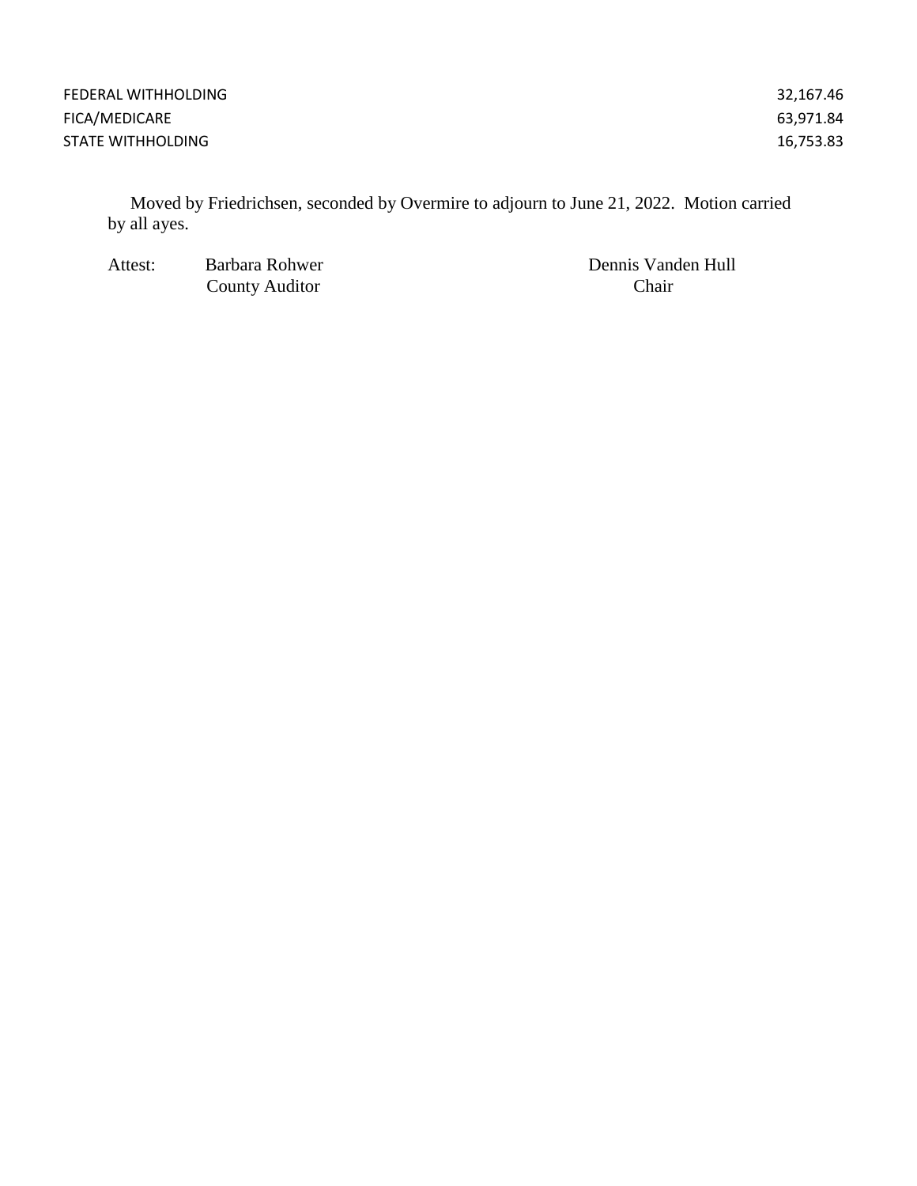| | |
|---|---|
| FEDERAL WITHHOLDING | 32,167.46 |
| FICA/MEDICARE | 63,971.84 |
| STATE WITHHOLDING | 16,753.83 |

Moved by Friedrichsen, seconded by Overmire to adjourn to June 21, 2022. Motion carried by all ayes.

Attest: Barbara Rohwer
County Auditor

Dennis Vanden Hull
Chair